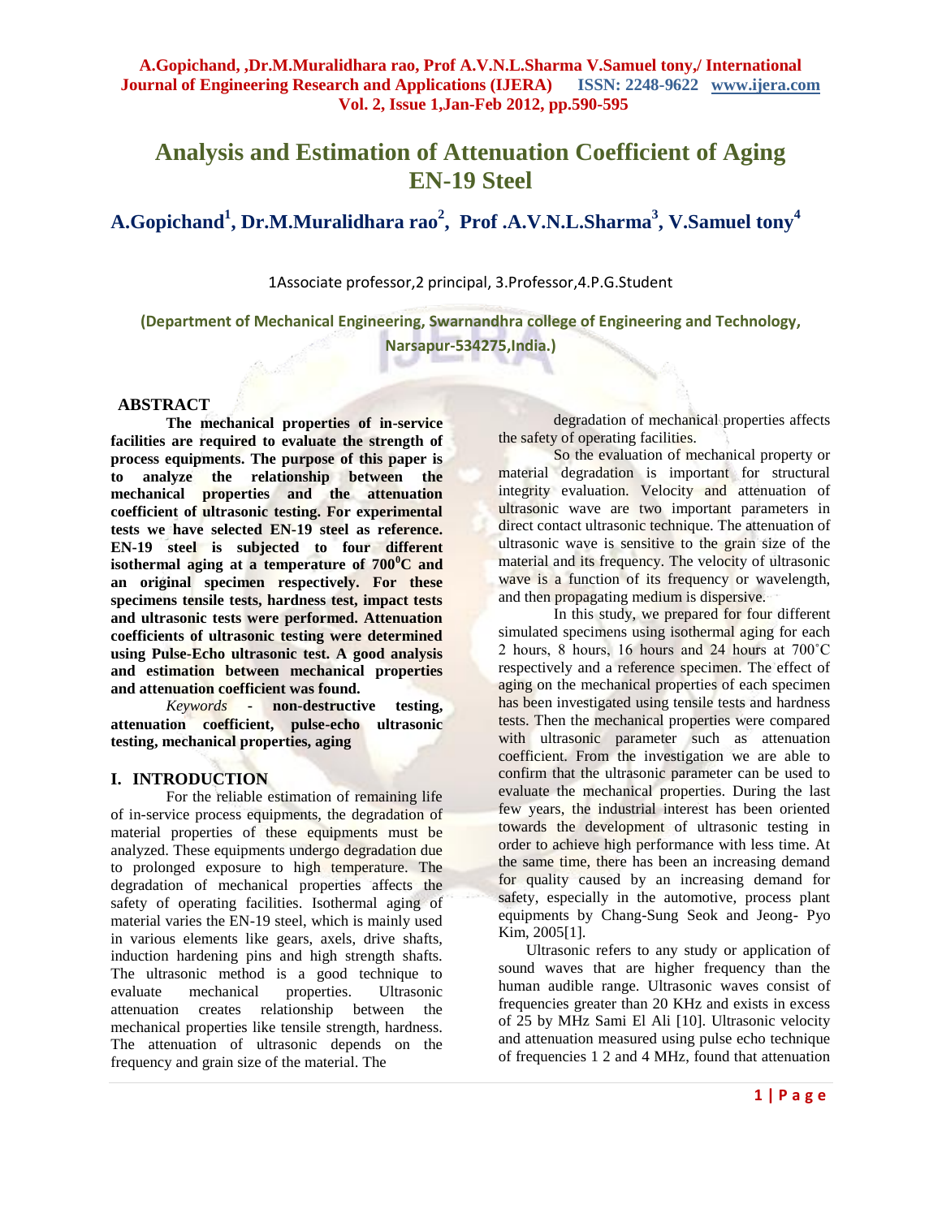# Analysis and Estimation of Attenuation Coefficient of Aging EN-19 Steel

**A.Gopichand[1], Dr.M.Muralidhara rao[2], Prof .A.V.N.L.Sharma[3], V.Samuel tony[4]**

1Associate professor,2 principal, 3.Professor,4.P.G.Student

**(Department of Mechanical Engineering, Swarnandhra college of Engineering and Technology, Narsapur-534275,India.)**

## ABSTRACT

**The mechanical properties of in-service facilities are required to evaluate the strength of process equipments. The purpose of this paper is to analyze the relationship between the mechanical properties and the attenuation coefficient of ultrasonic testing. For experimental tests we have selected EN-19 steel as reference. EN-19 steel is subjected to four different isothermal aging at a temperature of 700$^0$C and an original specimen respectively. For these specimens tensile tests, hardness test, impact tests and ultrasonic tests were performed. Attenuation coefficients of ultrasonic testing were determined using Pulse-Echo ultrasonic test. A good analysis and estimation between mechanical properties and attenuation coefficient was found.**

*Keywords* **- non-destructive testing, attenuation coefficient, pulse-echo ultrasonic testing, mechanical properties, aging**

## I. INTRODUCTION

For the reliable estimation of remaining life of in-service process equipments, the degradation of material properties of these equipments must be analyzed. These equipments undergo degradation due to prolonged exposure to high temperature. The degradation of mechanical properties affects the safety of operating facilities. Isothermal aging of material varies the EN-19 steel, which is mainly used in various elements like gears, axels, drive shafts, induction hardening pins and high strength shafts. The ultrasonic method is a good technique to evaluate mechanical properties. Ultrasonic attenuation creates relationship between the mechanical properties like tensile strength, hardness. The attenuation of ultrasonic depends on the frequency and grain size of the material. The degradation of mechanical properties affects the safety of operating facilities.

So the evaluation of mechanical property or material degradation is important for structural integrity evaluation. Velocity and attenuation of ultrasonic wave are two important parameters in direct contact ultrasonic technique. The attenuation of ultrasonic wave is sensitive to the grain size of the material and its frequency. The velocity of ultrasonic wave is a function of its frequency or wavelength, and then propagating medium is dispersive.

In this study, we prepared for four different simulated specimens using isothermal aging for each 2 hours, 8 hours, 16 hours and 24 hours at 700˚C respectively and a reference specimen. The effect of aging on the mechanical properties of each specimen has been investigated using tensile tests and hardness tests. Then the mechanical properties were compared with ultrasonic parameter such as attenuation coefficient. From the investigation we are able to confirm that the ultrasonic parameter can be used to evaluate the mechanical properties. During the last few years, the industrial interest has been oriented towards the development of ultrasonic testing in order to achieve high performance with less time. At the same time, there has been an increasing demand for quality caused by an increasing demand for safety, especially in the automotive, process plant equipments by Chang-Sung Seok and Jeong- Pyo Kim, 2005[1].

Ultrasonic refers to any study or application of sound waves that are higher frequency than the human audible range. Ultrasonic waves consist of frequencies greater than 20 KHz and exists in excess of 25 by MHz Sami El Ali [10]. Ultrasonic velocity and attenuation measured using pulse echo technique of frequencies 1 2 and 4 MHz, found that attenuation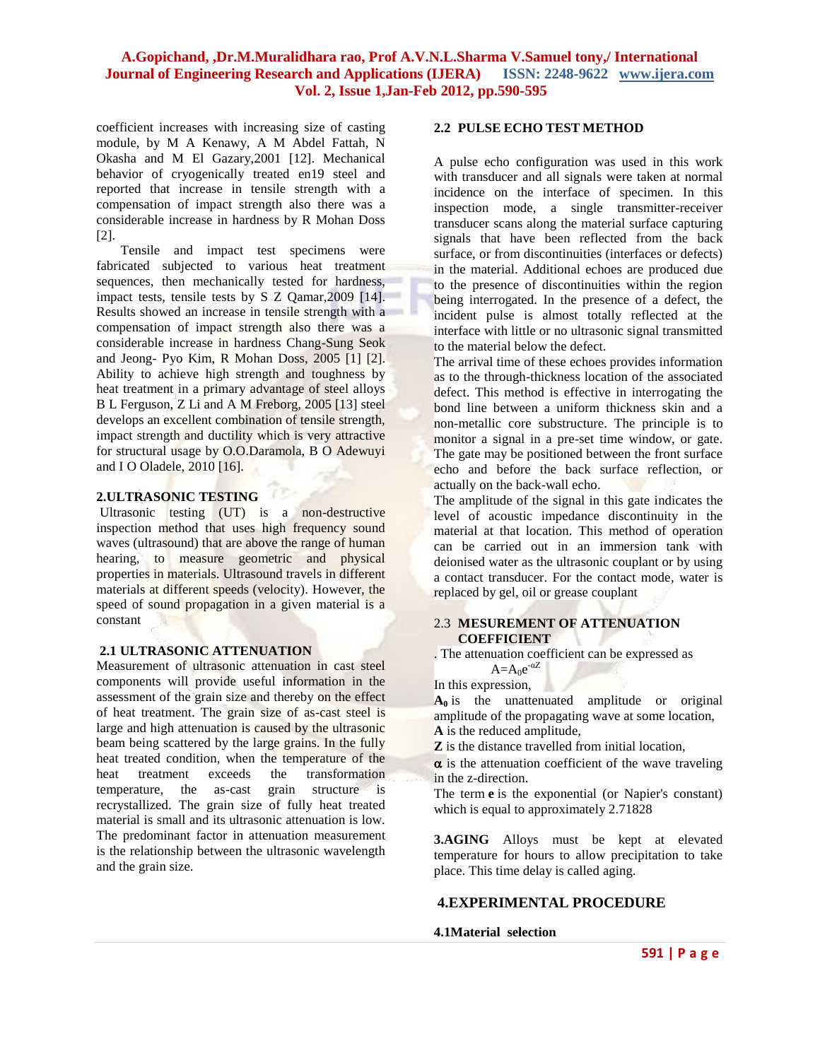coefficient increases with increasing size of casting module, by M A Kenawy, A M Abdel Fattah, N Okasha and M El Gazary,2001 [12]. Mechanical behavior of cryogenically treated en19 steel and reported that increase in tensile strength with a compensation of impact strength also there was a considerable increase in hardness by R Mohan Doss [2].

Tensile and impact test specimens were fabricated subjected to various heat treatment sequences, then mechanically tested for hardness, impact tests, tensile tests by S Z Qamar,2009 [14]. Results showed an increase in tensile strength with a compensation of impact strength also there was a considerable increase in hardness Chang-Sung Seok and Jeong- Pyo Kim, R Mohan Doss, 2005 [1] [2]. Ability to achieve high strength and toughness by heat treatment in a primary advantage of steel alloys B L Ferguson, Z Li and A M Freborg, 2005 [13] steel develops an excellent combination of tensile strength, impact strength and ductility which is very attractive for structural usage by O.O.Daramola, B O Adewuyi and I O Oladele, 2010 [16].

## 2.ULTRASONIC TESTING

Ultrasonic testing (UT) is a non-destructive inspection method that uses high frequency sound waves (ultrasound) that are above the range of human hearing, to measure geometric and physical properties in materials. Ultrasound travels in different materials at different speeds (velocity). However, the speed of sound propagation in a given material is a constant

### 2.1 ULTRASONIC ATTENUATION

Measurement of ultrasonic attenuation in cast steel components will provide useful information in the assessment of the grain size and thereby on the effect of heat treatment. The grain size of as-cast steel is large and high attenuation is caused by the ultrasonic beam being scattered by the large grains. In the fully heat treated condition, when the temperature of the heat treatment exceeds the transformation temperature, the as-cast grain structure is recrystallized. The grain size of fully heat treated material is small and its ultrasonic attenuation is low. The predominant factor in attenuation measurement is the relationship between the ultrasonic wavelength and the grain size.

### 2.2 PULSE ECHO TEST METHOD

A pulse echo configuration was used in this work with transducer and all signals were taken at normal incidence on the interface of specimen. In this inspection mode, a single transmitter-receiver transducer scans along the material surface capturing signals that have been reflected from the back surface, or from discontinuities (interfaces or defects) in the material. Additional echoes are produced due to the presence of discontinuities within the region being interrogated. In the presence of a defect, the incident pulse is almost totally reflected at the interface with little or no ultrasonic signal transmitted to the material below the defect.

The arrival time of these echoes provides information as to the through-thickness location of the associated defect. This method is effective in interrogating the bond line between a uniform thickness skin and a non-metallic core substructure. The principle is to monitor a signal in a pre-set time window, or gate. The gate may be positioned between the front surface echo and before the back surface reflection, or actually on the back-wall echo.

The amplitude of the signal in this gate indicates the level of acoustic impedance discontinuity in the material at that location. This method of operation can be carried out in an immersion tank with deionised water as the ultrasonic couplant or by using a contact transducer. For the contact mode, water is replaced by gel, oil or grease couplant

### 2.3 MESUREMENT OF ATTENUATION COEFFICIENT

. The attenuation coefficient can be expressed as

$$A=A_0e^{-\alpha Z}$$

In this expression,

**$A_0$** is the unattenuated amplitude or original amplitude of the propagating wave at some location,

**A** is the reduced amplitude,

**Z** is the distance travelled from initial location,

**$\alpha$** is the attenuation coefficient of the wave traveling in the z-direction.

The term **e** is the exponential (or Napier's constant) which is equal to approximately 2.71828

**3.AGING** Alloys must be kept at elevated temperature for hours to allow precipitation to take place. This time delay is called aging.

## 4.EXPERIMENTAL PROCEDURE

### 4.1Material selection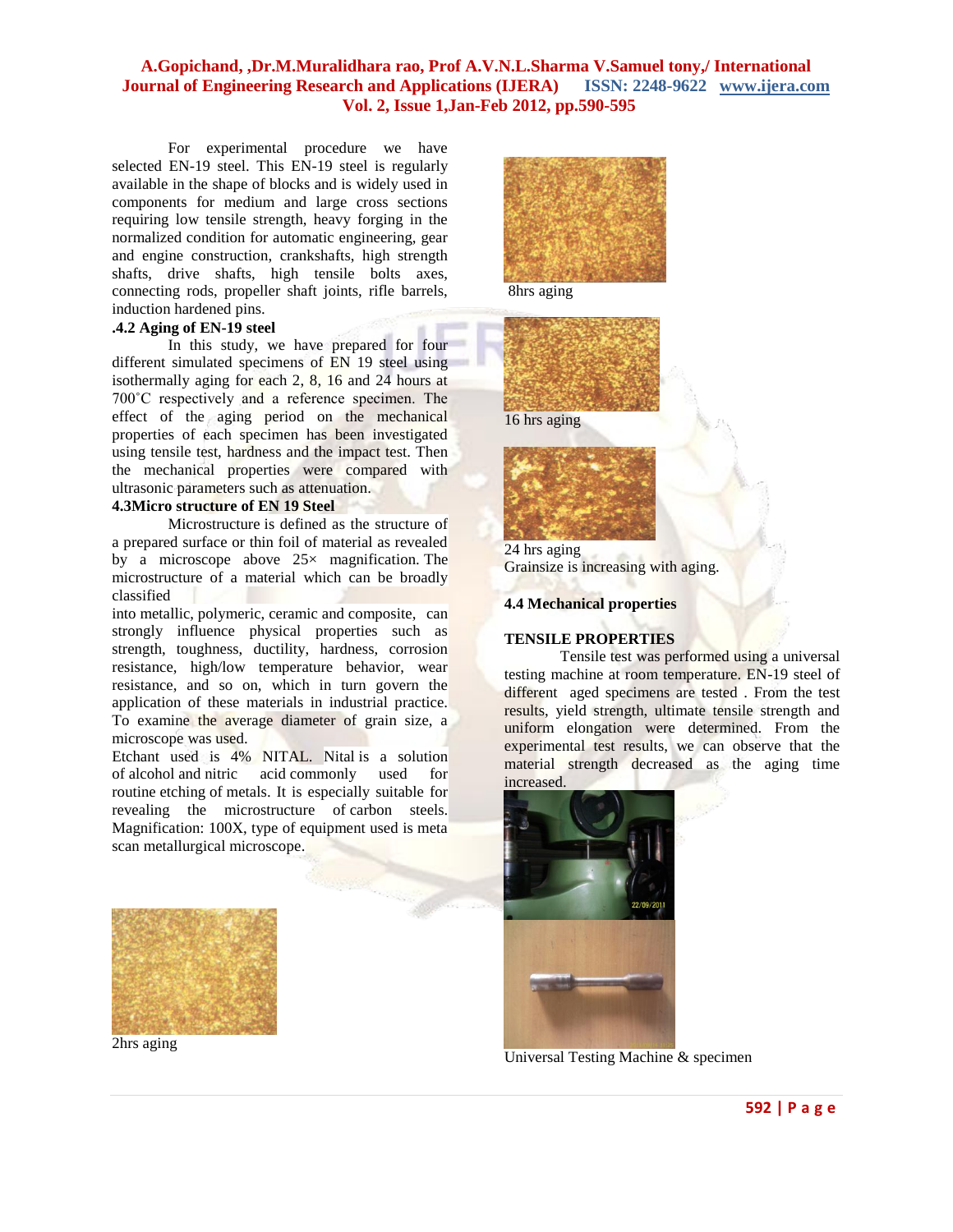For experimental procedure we have selected EN-19 steel. This EN-19 steel is regularly available in the shape of blocks and is widely used in components for medium and large cross sections requiring low tensile strength, heavy forging in the normalized condition for automatic engineering, gear and engine construction, crankshafts, high strength shafts, drive shafts, high tensile bolts axes, connecting rods, propeller shaft joints, rifle barrels, induction hardened pins.

### .4.2 Aging of EN-19 steel

In this study, we have prepared for four different simulated specimens of EN 19 steel using isothermally aging for each 2, 8, 16 and 24 hours at 700˚C respectively and a reference specimen. The effect of the aging period on the mechanical properties of each specimen has been investigated using tensile test, hardness and the impact test. Then the mechanical properties were compared with ultrasonic parameters such as attenuation.

### 4.3Micro structure of EN 19 Steel

Microstructure is defined as the structure of a prepared surface or thin foil of material as revealed by a microscope above 25× magnification. The microstructure of a material which can be broadly classified

into metallic, polymeric, ceramic and composite, can strongly influence physical properties such as strength, toughness, ductility, hardness, corrosion resistance, high/low temperature behavior, wear resistance, and so on, which in turn govern the application of these materials in industrial practice. To examine the average diameter of grain size, a microscope was used.

Etchant used is 4% NITAL. Nital is a solution of alcohol and nitric acid commonly used for routine etching of metals. It is especially suitable for revealing the microstructure of carbon steels. Magnification: 100X, type of equipment used is meta scan metallurgical microscope.

2hrs aging

8hrs aging

16 hrs aging

24 hrs aging

Grainsize is increasing with aging.

### 4.4 Mechanical properties

#### TENSILE PROPERTIES

Tensile test was performed using a universal testing machine at room temperature. EN-19 steel of different aged specimens are tested . From the test results, yield strength, ultimate tensile strength and uniform elongation were determined. From the experimental test results, we can observe that the material strength decreased as the aging time increased.

Universal Testing Machine & specimen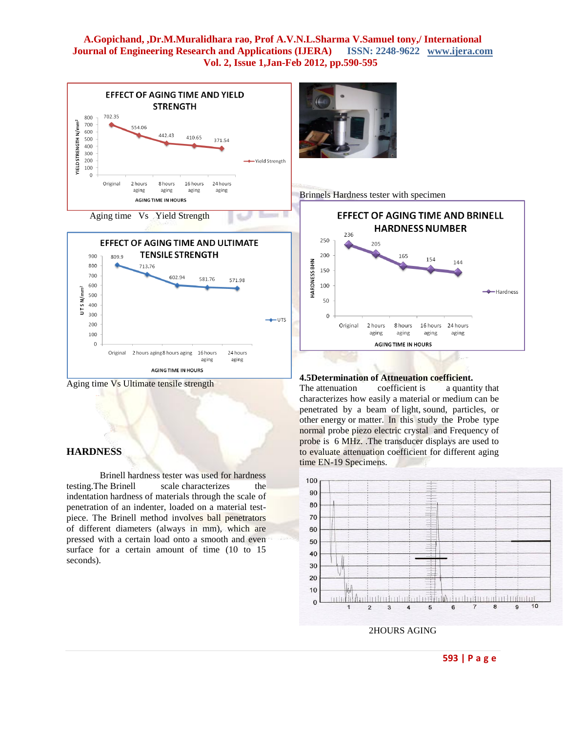EFFECT OF AGING TIME AND YIELD STRENGTH

| Aging time | Yield Strength (N/mm²) |
|---|---|
| Original | 702.35 |
| 2 hours aging | 554.06 |
| 8 hours aging | 442.43 |
| 16 hours aging | 410.65 |
| 24 hours aging | 371.54 |

Aging time Vs Yield Strength

EFFECT OF AGING TIME AND ULTIMATE TENSILE STRENGTH

| Aging time | UTS (N/mm²) |
|---|---|
| Original | 809.9 |
| 2 hours aging | 713.76 |
| 8 hours aging | 602.94 |
| 16 hours aging | 581.76 |
| 24 hours aging | 571.98 |

Aging time Vs Ultimate tensile strength

## HARDNESS

Brinell hardness tester was used for hardness testing.The Brinell scale characterizes the indentation hardness of materials through the scale of penetration of an indenter, loaded on a material test-piece. The Brinell method involves ball penetrators of different diameters (always in mm), which are pressed with a certain load onto a smooth and even surface for a certain amount of time (10 to 15 seconds).

Brinnels Hardness tester with specimen

EFFECT OF AGING TIME AND BRINELL HARDNESS NUMBER

| Aging time | Hardness BHN |
|---|---|
| Original | 236 |
| 2 hours aging | 205 |
| 8 hours aging | 165 |
| 16 hours aging | 154 |
| 24 hours aging | 144 |

## 4.5Determination of Attneuation coefficient.

The attenuation coefficient is a quantity that characterizes how easily a material or medium can be penetrated by a beam of light, sound, particles, or other energy or matter. In this study the Probe type normal probe piezo electric crystal and Frequency of probe is 6 MHz. .The transducer displays are used to evaluate attenuation coefficient for different aging time EN-19 Specimens.

2HOURS AGING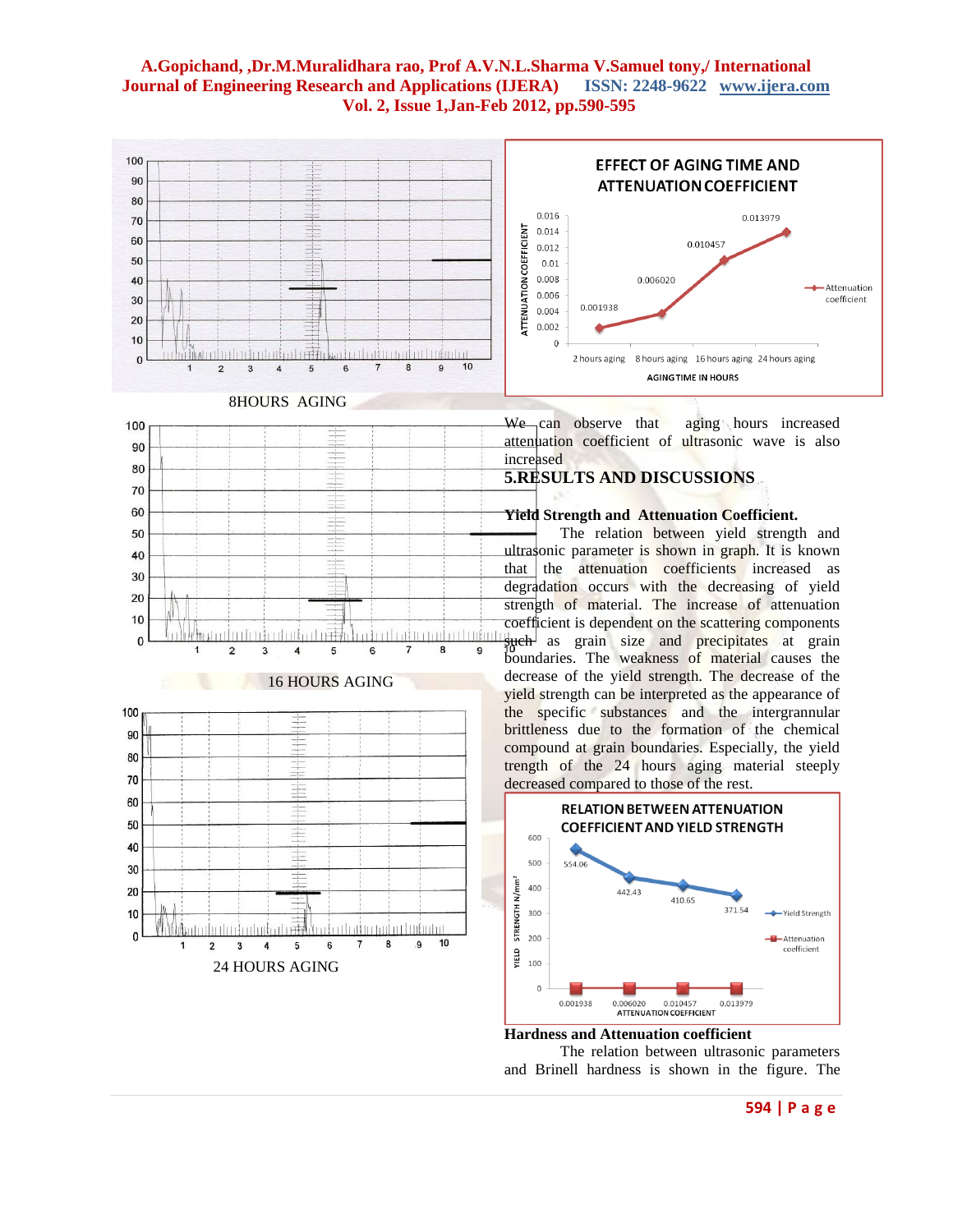8HOURS AGING

16 HOURS AGING

24 HOURS AGING

**EFFECT OF AGING TIME AND ATTENUATION COEFFICIENT**

We can observe that aging hours increased attenuation coefficient of ultrasonic wave is also increased

## 5.RESULTS AND DISCUSSIONS

### Yield Strength and Attenuation Coefficient.

The relation between yield strength and ultrasonic parameter is shown in graph. It is known that the attenuation coefficients increased as degradation occurs with the decreasing of yield strength of material. The increase of attenuation coefficient is dependent on the scattering components such as grain size and precipitates at grain boundaries. The weakness of material causes the decrease of the yield strength. The decrease of the yield strength can be interpreted as the appearance of the specific substances and the intergrannular brittleness due to the formation of the chemical compound at grain boundaries. Especially, the yield trength of the 24 hours aging material steeply decreased compared to those of the rest.

**RELATION BETWEEN ATTENUATION COEFFICIENT AND YIELD STRENGTH**

### Hardness and Attenuation coefficient

The relation between ultrasonic parameters and Brinell hardness is shown in the figure. The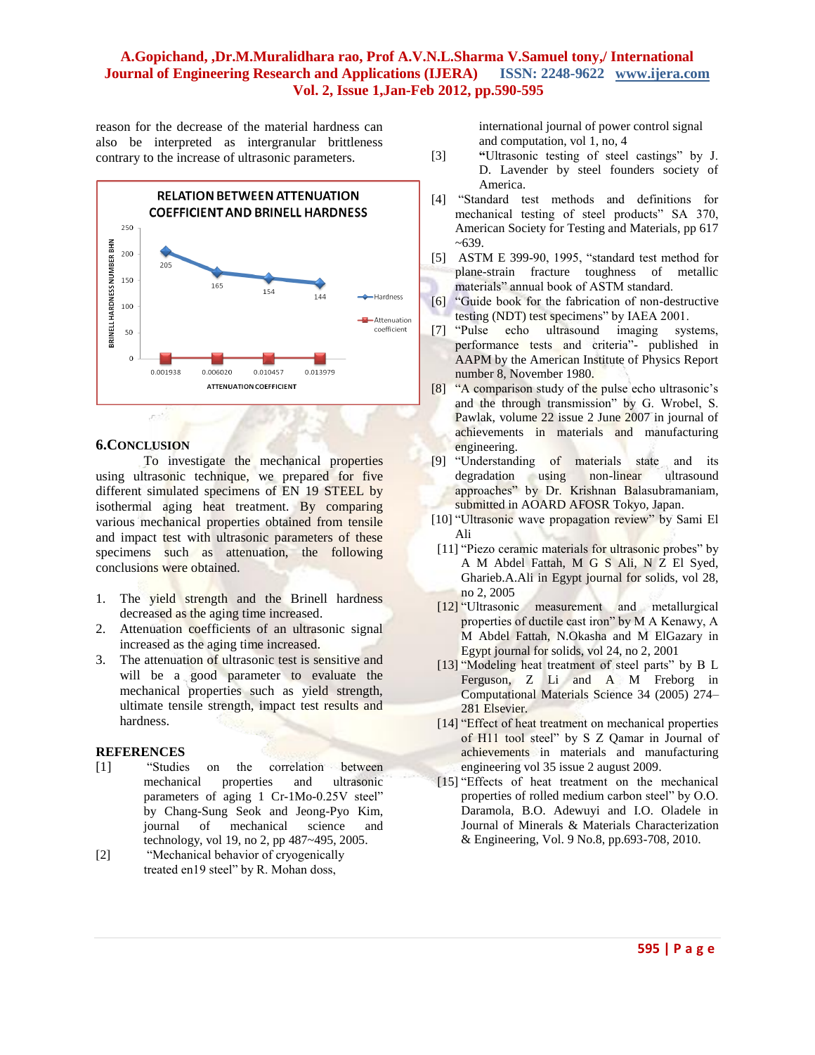reason for the decrease of the material hardness can also be interpreted as intergranular brittleness contrary to the increase of ultrasonic parameters.

RELATION BETWEEN ATTENUATION COEFFICIENT AND BRINELL HARDNESS

BRINELL HARDNESS NUMBER BHN

250
200
150
100
50
0

205
165
154
144

0.001938
0.006020
0.010457
0.013979

ATTENUATION COEFFICIENT

Hardness
Attenuation coefficient

## 6. Conclusion

To investigate the mechanical properties using ultrasonic technique, we prepared for five different simulated specimens of EN 19 STEEL by isothermal aging heat treatment. By comparing various mechanical properties obtained from tensile and impact test with ultrasonic parameters of these specimens such as attenuation, the following conclusions were obtained.

1. The yield strength and the Brinell hardness decreased as the aging time increased.
2. Attenuation coefficients of an ultrasonic signal increased as the aging time increased.
3. The attenuation of ultrasonic test is sensitive and will be a good parameter to evaluate the mechanical properties such as yield strength, ultimate tensile strength, impact test results and hardness.

## REFERENCES

[1] "Studies on the correlation between mechanical properties and ultrasonic parameters of aging 1 Cr-1Mo-0.25V steel" by Chang-Sung Seok and Jeong-Pyo Kim, journal of mechanical science and technology, vol 19, no 2, pp 487~495, 2005.

[2] "Mechanical behavior of cryogenically treated en19 steel" by R. Mohan doss, international journal of power control signal and computation, vol 1, no, 4

[3] "Ultrasonic testing of steel castings" by J. D. Lavender by steel founders society of America.

[4] "Standard test methods and definitions for mechanical testing of steel products" SA 370, American Society for Testing and Materials, pp 617 ~639.

[5] ASTM E 399-90, 1995, "standard test method for plane-strain fracture toughness of metallic materials" annual book of ASTM standard.

[6] "Guide book for the fabrication of non-destructive testing (NDT) test specimens" by IAEA 2001.

[7] "Pulse echo ultrasound imaging systems, performance tests and criteria"- published in AAPM by the American Institute of Physics Report number 8, November 1980.

[8] "A comparison study of the pulse echo ultrasonic's and the through transmission" by G. Wrobel, S. Pawlak, volume 22 issue 2 June 2007 in journal of achievements in materials and manufacturing engineering.

[9] "Understanding of materials state and its degradation using non-linear ultrasound approaches" by Dr. Krishnan Balasubramaniam, submitted in AOARD AFOSR Tokyo, Japan.

[10] "Ultrasonic wave propagation review" by Sami El Ali

[11] "Piezo ceramic materials for ultrasonic probes" by A M Abdel Fattah, M G S Ali, N Z El Syed, Gharieb.A.Ali in Egypt journal for solids, vol 28, no 2, 2005

[12] "Ultrasonic measurement and metallurgical properties of ductile cast iron" by M A Kenawy, A M Abdel Fattah, N.Okasha and M ElGazary in Egypt journal for solids, vol 24, no 2, 2001

[13] "Modeling heat treatment of steel parts" by B L Ferguson, Z Li and A M Freborg in Computational Materials Science 34 (2005) 274–281 Elsevier.

[14] "Effect of heat treatment on mechanical properties of H11 tool steel" by S Z Qamar in Journal of achievements in materials and manufacturing engineering vol 35 issue 2 august 2009.

[15] "Effects of heat treatment on the mechanical properties of rolled medium carbon steel" by O.O. Daramola, B.O. Adewuyi and I.O. Oladele in Journal of Minerals & Materials Characterization & Engineering, Vol. 9 No.8, pp.693-708, 2010.